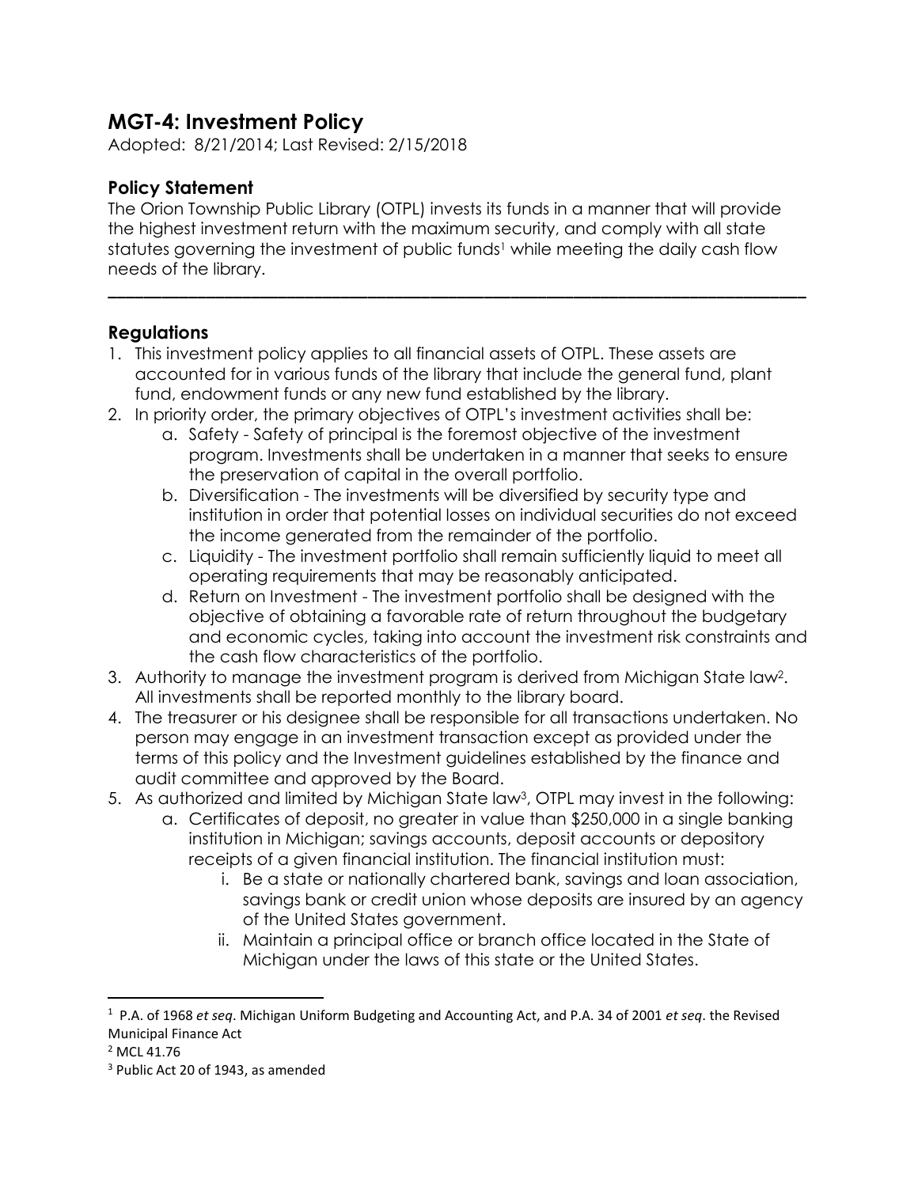# MGT-4: Investment Policy

Adopted: 8/21/2014; Last Revised: 2/15/2018

## Policy Statement

The Orion Township Public Library (OTPL) invests its funds in a manner that will provide the highest investment return with the maximum security, and comply with all state statutes governing the investment of public funds[1] while meeting the daily cash flow needs of the library.

---

## Regulations

1. This investment policy applies to all financial assets of OTPL. These assets are accounted for in various funds of the library that include the general fund, plant fund, endowment funds or any new fund established by the library.
2. In priority order, the primary objectives of OTPL's investment activities shall be:
    a. Safety - Safety of principal is the foremost objective of the investment program. Investments shall be undertaken in a manner that seeks to ensure the preservation of capital in the overall portfolio.
    b. Diversification - The investments will be diversified by security type and institution in order that potential losses on individual securities do not exceed the income generated from the remainder of the portfolio.
    c. Liquidity - The investment portfolio shall remain sufficiently liquid to meet all operating requirements that may be reasonably anticipated.
    d. Return on Investment - The investment portfolio shall be designed with the objective of obtaining a favorable rate of return throughout the budgetary and economic cycles, taking into account the investment risk constraints and the cash flow characteristics of the portfolio.
3. Authority to manage the investment program is derived from Michigan State law[2]. All investments shall be reported monthly to the library board.
4. The treasurer or his designee shall be responsible for all transactions undertaken. No person may engage in an investment transaction except as provided under the terms of this policy and the Investment guidelines established by the finance and audit committee and approved by the Board.
5. As authorized and limited by Michigan State law[3], OTPL may invest in the following:
    a. Certificates of deposit, no greater in value than $250,000 in a single banking institution in Michigan; savings accounts, deposit accounts or depository receipts of a given financial institution. The financial institution must:
        i. Be a state or nationally chartered bank, savings and loan association, savings bank or credit union whose deposits are insured by an agency of the United States government.
        ii. Maintain a principal office or branch office located in the State of Michigan under the laws of this state or the United States.

---

[1] P.A. of 1968 *et seq*. Michigan Uniform Budgeting and Accounting Act, and P.A. 34 of 2001 *et seq*. the Revised Municipal Finance Act

[2] MCL 41.76

[3] Public Act 20 of 1943, as amended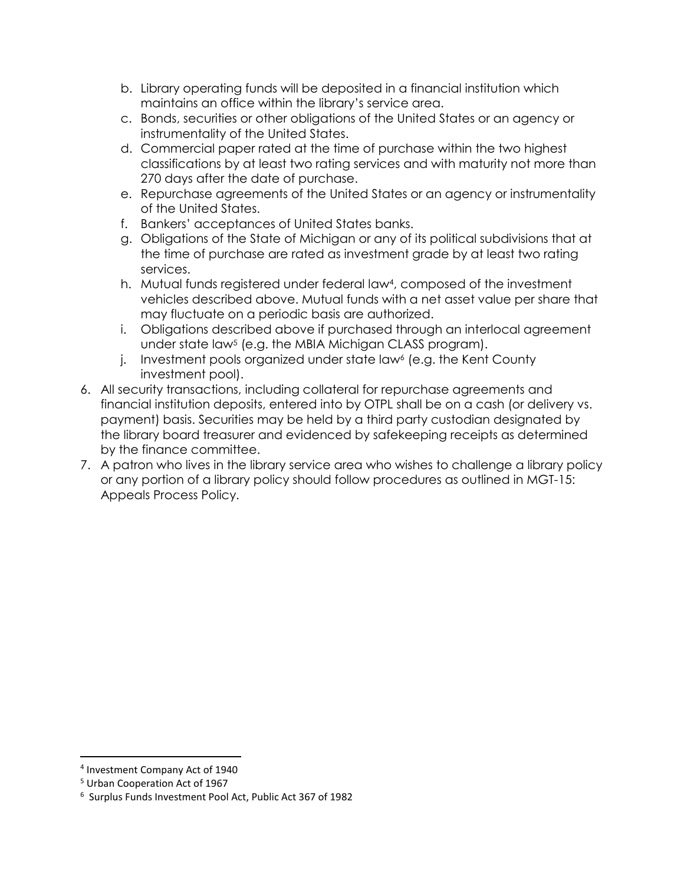b. Library operating funds will be deposited in a financial institution which maintains an office within the library's service area.
c. Bonds, securities or other obligations of the United States or an agency or instrumentality of the United States.
d. Commercial paper rated at the time of purchase within the two highest classifications by at least two rating services and with maturity not more than 270 days after the date of purchase.
e. Repurchase agreements of the United States or an agency or instrumentality of the United States.
f. Bankers' acceptances of United States banks.
g. Obligations of the State of Michigan or any of its political subdivisions that at the time of purchase are rated as investment grade by at least two rating services.
h. Mutual funds registered under federal law[4], composed of the investment vehicles described above. Mutual funds with a net asset value per share that may fluctuate on a periodic basis are authorized.
i. Obligations described above if purchased through an interlocal agreement under state law[5] (e.g. the MBIA Michigan CLASS program).
j. Investment pools organized under state law[6] (e.g. the Kent County investment pool).

6. All security transactions, including collateral for repurchase agreements and financial institution deposits, entered into by OTPL shall be on a cash (or delivery vs. payment) basis. Securities may be held by a third party custodian designated by the library board treasurer and evidenced by safekeeping receipts as determined by the finance committee.
7. A patron who lives in the library service area who wishes to challenge a library policy or any portion of a library policy should follow procedures as outlined in MGT-15: Appeals Process Policy.

---

[4] Investment Company Act of 1940
[5] Urban Cooperation Act of 1967
[6] Surplus Funds Investment Pool Act, Public Act 367 of 1982